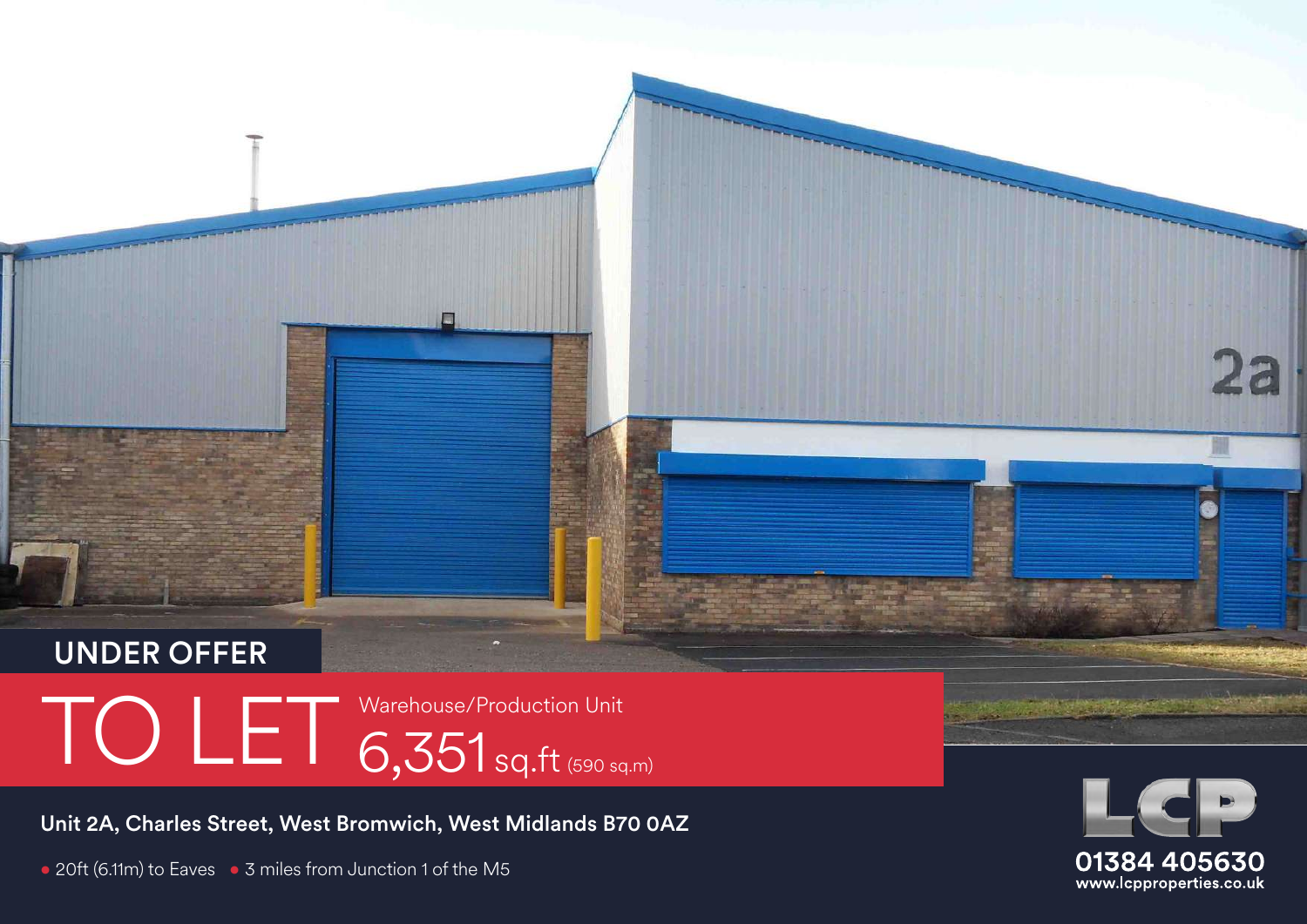UNDER OFFER

# TO LET

Warehouse/Production Unit

6,351 sq.ft (590 sq.m)

**Unit 2A, Charles Street, West Bromwich, West Midlands B70 0AZ**

- 20ft (6.11m) to Eaves
- 3 miles from Junction 1 of the M5

LCP

**01384 405630**

**www.lcpproperties.co.uk**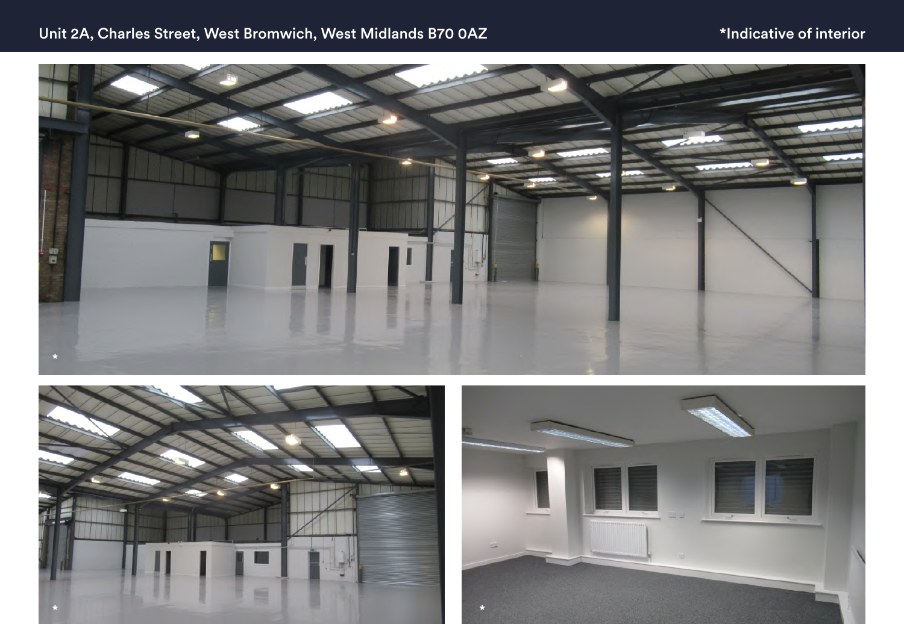Unit 2A, Charles Street, West Bromwich, West Midlands B70 0AZ

*Indicative of interior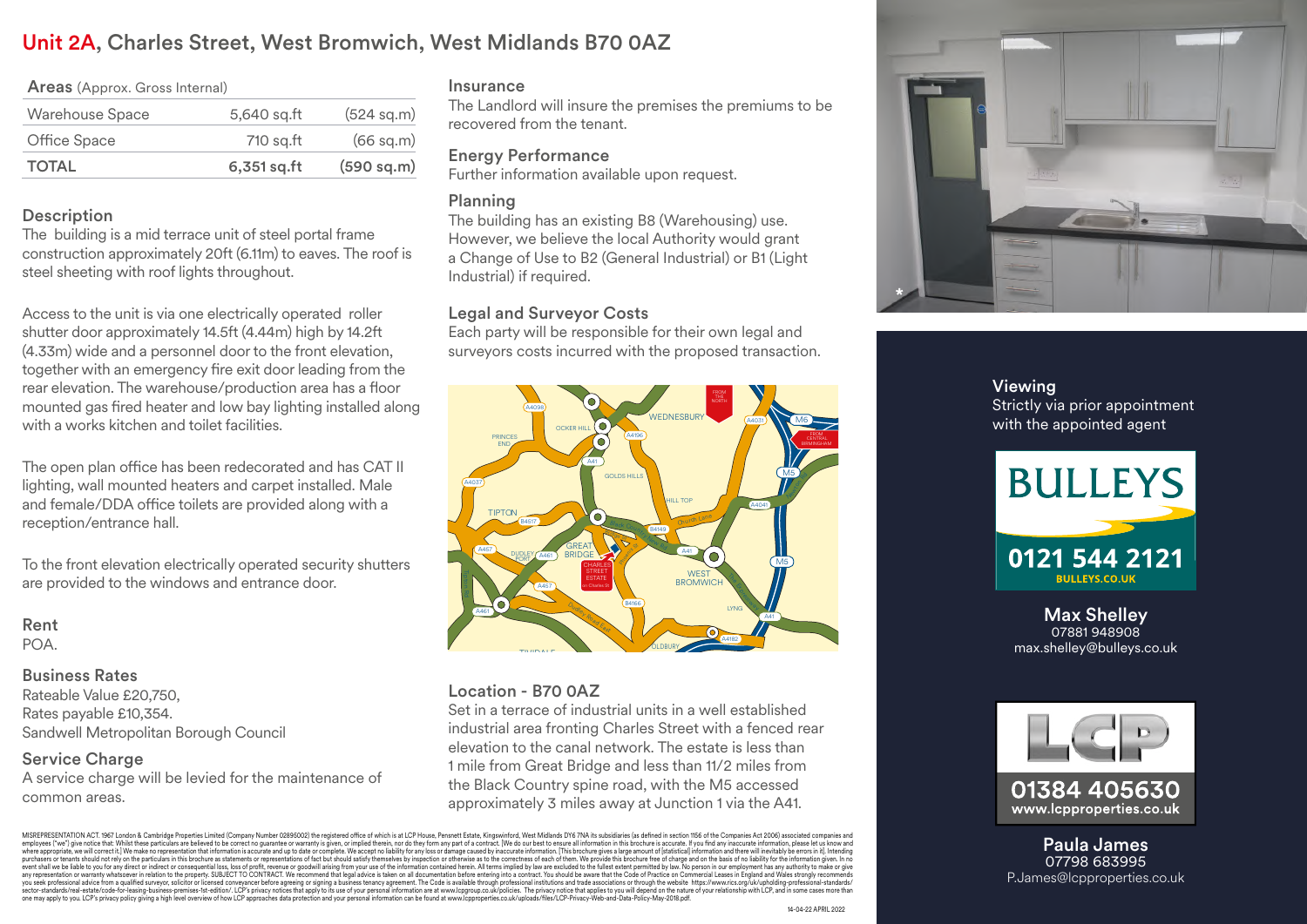# Unit 2A, Charles Street, West Bromwich, West Midlands B70 0AZ

**Areas** (Approx. Gross Internal)

| | | |
|---|---|---|
| Warehouse Space | 5,640 sq.ft | (524 sq.m) |
| Office Space | 710 sq.ft | (66 sq.m) |
| **TOTAL** | **6,351 sq.ft** | **(590 sq.m)** |

## Description

The building is a mid terrace unit of steel portal frame construction approximately 20ft (6.11m) to eaves. The roof is steel sheeting with roof lights throughout.

Access to the unit is via one electrically operated roller shutter door approximately 14.5ft (4.44m) high by 14.2ft (4.33m) wide and a personnel door to the front elevation, together with an emergency fire exit door leading from the rear elevation. The warehouse/production area has a floor mounted gas fired heater and low bay lighting installed along with a works kitchen and toilet facilities.

The open plan office has been redecorated and has CAT II lighting, wall mounted heaters and carpet installed. Male and female/DDA office toilets are provided along with a reception/entrance hall.

To the front elevation electrically operated security shutters are provided to the windows and entrance door.

## Rent

POA.

## Business Rates

Rateable Value £20,750,
Rates payable £10,354.
Sandwell Metropolitan Borough Council

## Service Charge

A service charge will be levied for the maintenance of common areas.

## Insurance

The Landlord will insure the premises the premiums to be recovered from the tenant.

## Energy Performance

Further information available upon request.

## Planning

The building has an existing B8 (Warehousing) use. However, we believe the local Authority would grant a Change of Use to B2 (General Industrial) or B1 (Light Industrial) if required.

## Legal and Surveyor Costs

Each party will be responsible for their own legal and surveyors costs incurred with the proposed transaction.

## Location - B70 0AZ

Set in a terrace of industrial units in a well established industrial area fronting Charles Street with a fenced rear elevation to the canal network. The estate is less than 1 mile from Great Bridge and less than 11/2 miles from the Black Country spine road, with the M5 accessed approximately 3 miles away at Junction 1 via the A41.

## Viewing

Strictly via prior appointment with the appointed agent

BULLEYS
0121 544 2121
BULLEYS.CO.UK

**Max Shelley**
07881 948908
max.shelley@bulleys.co.uk

LCP
01384 405630
www.lcpproperties.co.uk

**Paula James**
07798 683995
P.James@lcpproperties.co.uk

MISREPRESENTATION ACT. 1967 London & Cambridge Properties Limited (Company Number 02895002) the registered office of which is at LCP House, Pensnett Estate, Kingswinford, West Midlands DY6 7NA its subsidiaries (as defined in section 1156 of the Companies Act 2006) associated companies and employees ("we") give notice that: Whilst these particulars are believed to be correct no guarantee or warranty is given, or implied therein, nor do they form any part of a contract. [We do our best to ensure all information in this brochure is accurate. If you find any inaccurate information, please let us know and where appropriate, we will correct it.] We make no representation that information is accurate and up to date or complete. We accept no liability for any loss or damage caused by inaccurate information. [This brochure gives a large amount of [statistical] information and there will inevitably be errors in it]. Intending purchasers or tenants should not rely on the particulars in this brochure as statements or representations of fact but should satisfy themselves by inspection or otherwise as to the correctness of each of them. We provide this brochure free of charge and on the basis of no liability for the information given. In no event shall we be liable to you for any direct or indirect or consequential loss, loss of profit, revenue or goodwill arising from your use of the information contained herein. All terms implied by law are excluded to the fullest extent permitted by law. No person in our employment has any authority to make or give any representation or warranty whatsoever in relation to the property. SUBJECT TO CONTRACT. We recommend that legal advice is taken on all documentation before entering into a contract. You should be aware that the Code of Practice on Commercial Leases in England and Wales strongly recommends you seek professional advice from a qualified surveyor, solicitor or licensed conveyancer before agreeing or signing a business tenancy agreement. The Code is available through professional institutions and trade associations or through the website https://www.rics.org/uk/upholding-professional-standards/sector-standards/real-estate/code-for-leasing-business-premises-1st-edition/. LCP's privacy notices that apply to its use of your personal information are at www.lcpgroup.co.uk/policies. The privacy notice that applies to you will depend on the nature of your relationship with LCP, and in some cases more than one may apply to you. LCP's privacy policy giving a high level overview of how LCP approaches data protection and your personal information can be found at www.lcpproperties.co.uk/uploads/files/LCP-Privacy-Web-and-Data-Policy-May-2018.pdf.

14-04-22 APRIL 2022